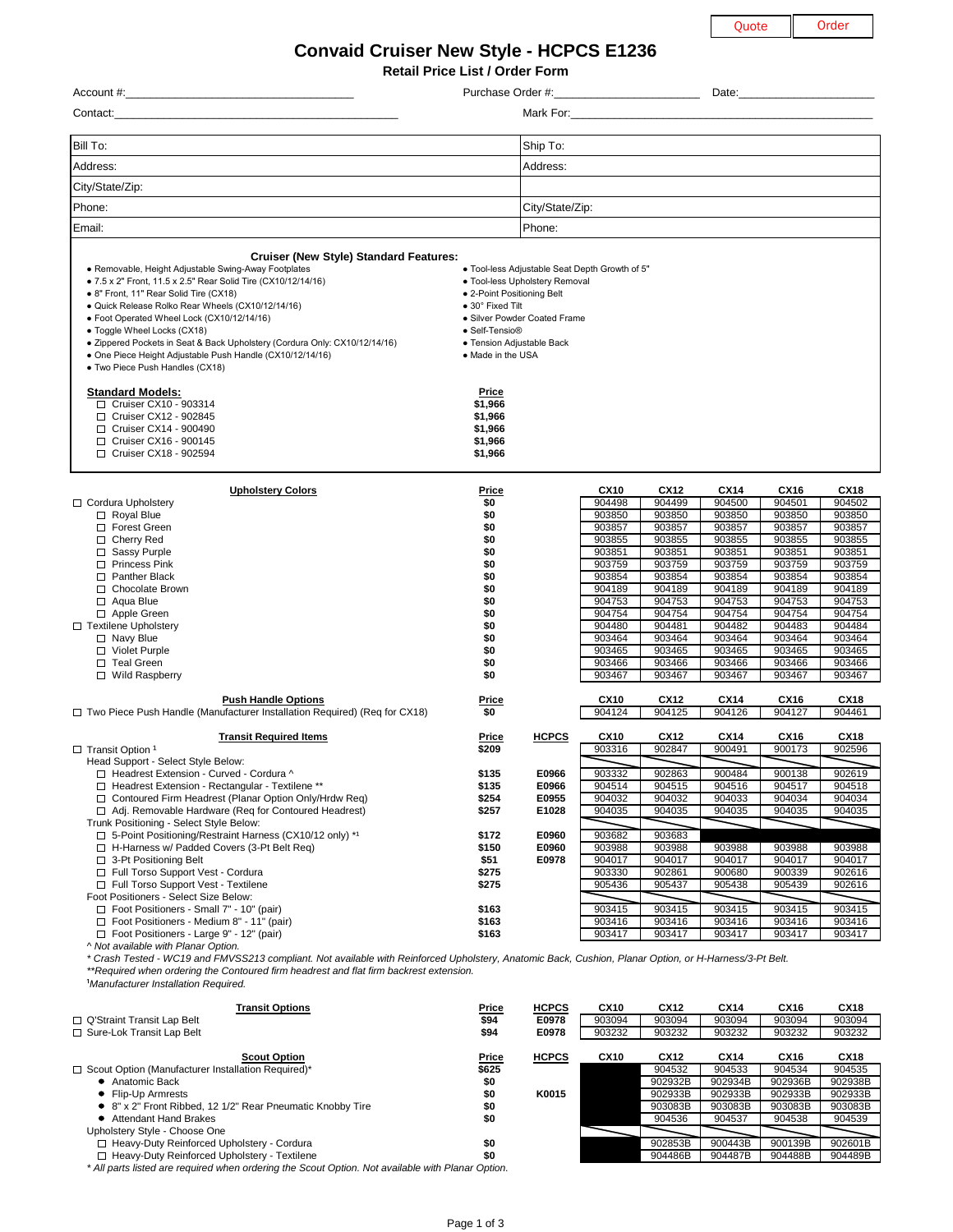Quote | Order

# Convaid Cruiser New Style - HCPCS E1236

## Retail Price List / Order Form

Account #:___________________________________ Purchase Order #:______________________ Date:_____________________

Contact:_____________________________________________ Mark For:_______________________________________________

| Bill To: | Ship To: |
|---|---|
| Address: | Address: |
| City/State/Zip: | |
| Phone: | City/State/Zip: |
| Email: | Phone: |

### Cruiser (New Style) Standard Features:

- Removable, Height Adjustable Swing-Away Footplates
- 7.5 x 2" Front, 11.5 x 2.5" Rear Solid Tire (CX10/12/14/16)
- 8" Front, 11" Rear Solid Tire (CX18)
- Quick Release Rolko Rear Wheels (CX10/12/14/16)
- Foot Operated Wheel Lock (CX10/12/14/16)
- Toggle Wheel Locks (CX18)
- Zippered Pockets in Seat & Back Upholstery (Cordura Only: CX10/12/14/16)
- One Piece Height Adjustable Push Handle (CX10/12/14/16)
- Two Piece Push Handles (CX18)
- Tool-less Adjustable Seat Depth Growth of 5"
- Tool-less Upholstery Removal
- 2-Point Positioning Belt
- 30° Fixed Tilt
- Silver Powder Coated Frame
- Self-Tensio®
- Tension Adjustable Back
- Made in the USA

| Standard Models: | Price |
|---|---|
| ☐ Cruiser CX10 - 903314 | $1,966 |
| ☐ Cruiser CX12 - 902845 | $1,966 |
| ☐ Cruiser CX14 - 900490 | $1,966 |
| ☐ Cruiser CX16 - 900145 | $1,966 |
| ☐ Cruiser CX18 - 902594 | $1,966 |

| Upholstery Colors | Price | CX10 | CX12 | CX14 | CX16 | CX18 |
|---|---|---|---|---|---|---|
| ☐ Cordura Upholstery | $0 | 904498 | 904499 | 904500 | 904501 | 904502 |
| ☐ Royal Blue | $0 | 903850 | 903850 | 903850 | 903850 | 903850 |
| ☐ Forest Green | $0 | 903857 | 903857 | 903857 | 903857 | 903857 |
| ☐ Cherry Red | $0 | 903855 | 903855 | 903855 | 903855 | 903855 |
| ☐ Sassy Purple | $0 | 903851 | 903851 | 903851 | 903851 | 903851 |
| ☐ Princess Pink | $0 | 903759 | 903759 | 903759 | 903759 | 903759 |
| ☐ Panther Black | $0 | 903854 | 903854 | 903854 | 903854 | 903854 |
| ☐ Chocolate Brown | $0 | 904189 | 904189 | 904189 | 904189 | 904189 |
| ☐ Aqua Blue | $0 | 904753 | 904753 | 904753 | 904753 | 904753 |
| ☐ Apple Green | $0 | 904754 | 904754 | 904754 | 904754 | 904754 |
| ☐ Textilene Upholstery | $0 | 904480 | 904481 | 904482 | 904483 | 904484 |
| ☐ Navy Blue | $0 | 903464 | 903464 | 903464 | 903464 | 903464 |
| ☐ Violet Purple | $0 | 903465 | 903465 | 903465 | 903465 | 903465 |
| ☐ Teal Green | $0 | 903466 | 903466 | 903466 | 903466 | 903466 |
| ☐ Wild Raspberry | $0 | 903467 | 903467 | 903467 | 903467 | 903467 |

| Push Handle Options | Price | CX10 | CX12 | CX14 | CX16 | CX18 |
|---|---|---|---|---|---|---|
| ☐ Two Piece Push Handle (Manufacturer Installation Required) (Req for CX18) | $0 | 904124 | 904125 | 904126 | 904127 | 904461 |

| Transit Required Items | Price | HCPCS | CX10 | CX12 | CX14 | CX16 | CX18 |
|---|---|---|---|---|---|---|---|
| ☐ Transit Option [1] | $209 | | 903316 | 902847 | 900491 | 900173 | 902596 |
| Head Support - Select Style Below: | | | | | | | |
| ☐ Headrest Extension - Curved - Cordura ^ | $135 | E0966 | 903332 | 902863 | 900484 | 900138 | 902619 |
| ☐ Headrest Extension - Rectangular - Textilene ** | $135 | E0966 | 904514 | 904515 | 904516 | 904517 | 904518 |
| ☐ Contoured Firm Headrest (Planar Option Only/Hrdw Req) | $254 | E0955 | 904032 | 904032 | 904033 | 904034 | 904034 |
| ☐ Adj. Removable Hardware (Req for Contoured Headrest) | $257 | E1028 | 904035 | 904035 | 904035 | 904035 | 904035 |
| Trunk Positioning - Select Style Below: | | | | | | | |
| ☐ 5-Point Positioning/Restraint Harness (CX10/12 only) *[1] | $172 | E0960 | 903682 | 903683 | | | |
| ☐ H-Harness w/ Padded Covers (3-Pt Belt Req) | $150 | E0960 | 903988 | 903988 | 903988 | 903988 | 903988 |
| ☐ 3-Pt Positioning Belt | $51 | E0978 | 904017 | 904017 | 904017 | 904017 | 904017 |
| ☐ Full Torso Support Vest - Cordura | $275 | | 903330 | 902861 | 900680 | 900339 | 902616 |
| ☐ Full Torso Support Vest - Textilene | $275 | | 905436 | 905437 | 905438 | 905439 | 902616 |
| Foot Positioners - Select Size Below: | | | | | | | |
| ☐ Foot Positioners - Small 7" - 10" (pair) | $163 | | 903415 | 903415 | 903415 | 903415 | 903415 |
| ☐ Foot Positioners - Medium 8" - 11" (pair) | $163 | | 903416 | 903416 | 903416 | 903416 | 903416 |
| ☐ Foot Positioners - Large 9" - 12" (pair) | $163 | | 903417 | 903417 | 903417 | 903417 | 903417 |

^ Not available with Planar Option.

*Crash Tested - WC19 and FMVSS213 compliant. Not available with Reinforced Upholstery, Anatomic Back, Cushion, Planar Option, or H-Harness/3-Pt Belt.*

*\*\*Required when ordering the Contoured firm headrest and flat firm backrest extension.*

[1]*Manufacturer Installation Required.*

| Transit Options | Price | HCPCS | CX10 | CX12 | CX14 | CX16 | CX18 |
|---|---|---|---|---|---|---|---|
| ☐ Q'Straint Transit Lap Belt | $94 | E0978 | 903094 | 903094 | 903094 | 903094 | 903094 |
| ☐ Sure-Lok Transit Lap Belt | $94 | E0978 | 903232 | 903232 | 903232 | 903232 | 903232 |

| Scout Option | Price | HCPCS | CX10 | CX12 | CX14 | CX16 | CX18 |
|---|---|---|---|---|---|---|---|
| ☐ Scout Option (Manufacturer Installation Required)* | $625 | | | 904532 | 904533 | 904534 | 904535 |
| • Anatomic Back | $0 | | | 902932B | 902934B | 902936B | 902938B |
| • Flip-Up Armrests | $0 | K0015 | | 902933B | 902933B | 902933B | 902933B |
| • 8" x 2" Front Ribbed, 12 1/2" Rear Pneumatic Knobby Tire | $0 | | | 903083B | 903083B | 903083B | 903083B |
| • Attendant Hand Brakes | $0 | | | 904536 | 904537 | 904538 | 904539 |
| Upholstery Style - Choose One | | | | | | | |
| ☐ Heavy-Duty Reinforced Upholstery - Cordura | $0 | | | 902853B | 900443B | 900139B | 902601B |
| ☐ Heavy-Duty Reinforced Upholstery - Textilene | $0 | | | 904486B | 904487B | 904488B | 904489B |

*\* All parts listed are required when ordering the Scout Option. Not available with Planar Option.*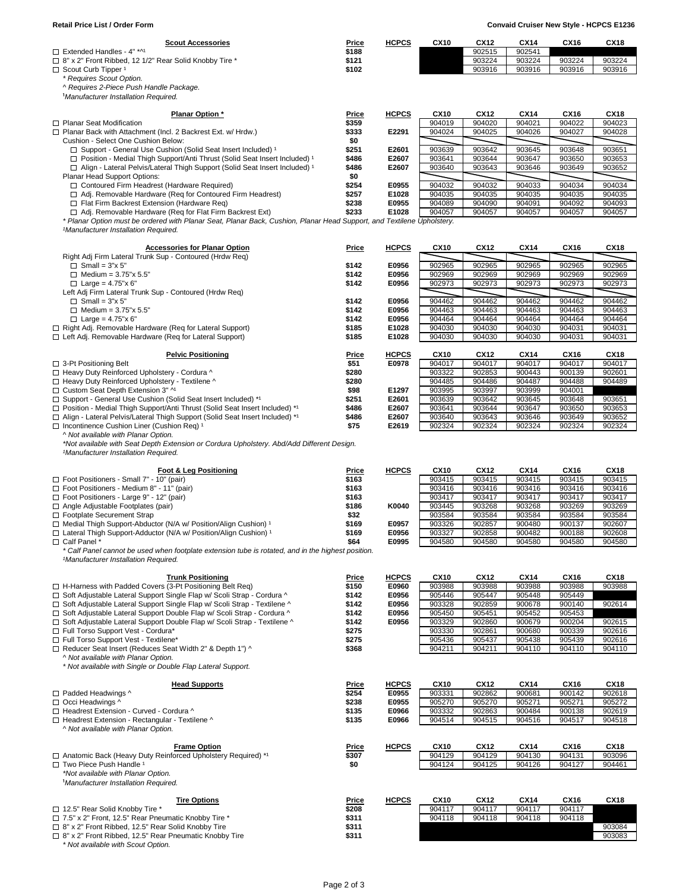**Retail Price List / Order Form** | **Convaid Cruiser New Style - HCPCS E1236**

| Scout Accessories | Price | HCPCS | CX10 | CX12 | CX14 | CX16 | CX18 |
|---|---|---|---|---|---|---|---|
| ☐ Extended Handles - 4" *^¹ | $188 | | | 902515 | 902541 | | |
| ☐ 8" x 2" Front Ribbed, 12 1/2" Rear Solid Knobby Tire * | $121 | | | 903224 | 903224 | 903224 | 903224 |
| ☐ Scout Curb Tipper ¹ | $102 | | | 903916 | 903916 | 903916 | 903916 |

*\* Requires Scout Option.*
*^ Requires 2-Piece Push Handle Package.*
*¹Manufacturer Installation Required.*

| Planar Option * | Price | HCPCS | CX10 | CX12 | CX14 | CX16 | CX18 |
|---|---|---|---|---|---|---|---|
| ☐ Planar Seat Modification | $359 | | 904019 | 904020 | 904021 | 904022 | 904023 |
| ☐ Planar Back with Attachment (Incl. 2 Backrest Ext. w/ Hrdw.) | $333 | E2291 | 904024 | 904025 | 904026 | 904027 | 904028 |
| Cushion - Select One Cushion Below: | $0 | | | | | | |
| ☐ Support - General Use Cushion (Solid Seat Insert Included) ¹ | $251 | E2601 | 903639 | 903642 | 903645 | 903648 | 903651 |
| ☐ Position - Medial Thigh Support/Anti Thrust (Solid Seat Insert Included) ¹ | $486 | E2607 | 903641 | 903644 | 903647 | 903650 | 903653 |
| ☐ Align - Lateral Pelvis/Lateral Thigh Support (Solid Seat Insert Included) ¹ | $486 | E2607 | 903640 | 903643 | 903646 | 903649 | 903652 |
| Planar Head Support Options: | $0 | | | | | | |
| ☐ Contoured Firm Headrest (Hardware Required) | $254 | E0955 | 904032 | 904032 | 904033 | 904034 | 904034 |
| ☐ Adj. Removable Hardware (Req for Contoured Firm Headrest) | $257 | E1028 | 904035 | 904035 | 904035 | 904035 | 904035 |
| ☐ Flat Firm Backrest Extension (Hardware Req) | $238 | E0955 | 904089 | 904090 | 904091 | 904092 | 904093 |
| ☐ Adj. Removable Hardware (Req for Flat Firm Backrest Ext) | $233 | E1028 | 904057 | 904057 | 904057 | 904057 | 904057 |

*\* Planar Option must be ordered with Planar Seat, Planar Back, Cushion, Planar Head Support, and Textilene Upholstery.*
*¹Manufacturer Installation Required.*

| Accessories for Planar Option | Price | HCPCS | CX10 | CX12 | CX14 | CX16 | CX18 |
|---|---|---|---|---|---|---|---|
| Right Adj Firm Lateral Trunk Sup - Contoured (Hrdw Req) | | | | | | | |
| ☐ Small = 3"x 5" | $142 | E0956 | 902965 | 902965 | 902965 | 902965 | 902965 |
| ☐ Medium = 3.75"x 5.5" | $142 | E0956 | 902969 | 902969 | 902969 | 902969 | 902969 |
| ☐ Large = 4.75"x 6" | $142 | E0956 | 902973 | 902973 | 902973 | 902973 | 902973 |
| Left Adj Firm Lateral Trunk Sup - Contoured (Hrdw Req) | | | | | | | |
| ☐ Small = 3"x 5" | $142 | E0956 | 904462 | 904462 | 904462 | 904462 | 904462 |
| ☐ Medium = 3.75"x 5.5" | $142 | E0956 | 904463 | 904463 | 904463 | 904463 | 904463 |
| ☐ Large = 4.75"x 6" | $142 | E0956 | 904464 | 904464 | 904464 | 904464 | 904464 |
| ☐ Right Adj. Removable Hardware (Req for Lateral Support) | $185 | E1028 | 904030 | 904030 | 904030 | 904031 | 904031 |
| ☐ Left Adj. Removable Hardware (Req for Lateral Support) | $185 | E1028 | 904030 | 904030 | 904030 | 904031 | 904031 |

| Pelvic Positioning | Price | HCPCS | CX10 | CX12 | CX14 | CX16 | CX18 |
|---|---|---|---|---|---|---|---|
| ☐ 3-Pt Positioning Belt | $51 | E0978 | 904017 | 904017 | 904017 | 904017 | 904017 |
| ☐ Heavy Duty Reinforced Upholstery - Cordura ^ | $280 | | 903322 | 902853 | 900443 | 900139 | 902601 |
| ☐ Heavy Duty Reinforced Upholstery - Textilene ^ | $280 | | 904485 | 904486 | 904487 | 904488 | 904489 |
| ☐ Custom Seat Depth Extension 3" ^¹ | $98 | E1297 | 903995 | 903997 | 903999 | 904001 | |
| ☐ Support - General Use Cushion (Solid Seat Insert Included) *¹ | $251 | E2601 | 903639 | 903642 | 903645 | 903648 | 903651 |
| ☐ Position - Medial Thigh Support/Anti Thrust (Solid Seat Insert Included) *¹ | $486 | E2607 | 903641 | 903644 | 903647 | 903650 | 903653 |
| ☐ Align - Lateral Pelvis/Lateral Thigh Support (Solid Seat Insert Included) *¹ | $486 | E2607 | 903640 | 903643 | 903646 | 903649 | 903652 |
| ☐ Incontinence Cushion Liner (Cushion Req) ¹ | $75 | E2619 | 902324 | 902324 | 902324 | 902324 | 902324 |

*^ Not available with Planar Option.*
*\*Not available with Seat Depth Extension or Cordura Upholstery. Abd/Add Different Design.*
*¹Manufacturer Installation Required.*

| Foot & Leg Positioning | Price | HCPCS | CX10 | CX12 | CX14 | CX16 | CX18 |
|---|---|---|---|---|---|---|---|
| ☐ Foot Positioners - Small 7" - 10" (pair) | $163 | | 903415 | 903415 | 903415 | 903415 | 903415 |
| ☐ Foot Positioners - Medium 8" - 11" (pair) | $163 | | 903416 | 903416 | 903416 | 903416 | 903416 |
| ☐ Foot Positioners - Large 9" - 12" (pair) | $163 | | 903417 | 903417 | 903417 | 903417 | 903417 |
| ☐ Angle Adjustable Footplates (pair) | $186 | K0040 | 903445 | 903268 | 903268 | 903269 | 903269 |
| ☐ Footplate Securement Strap | $32 | | 903584 | 903584 | 903584 | 903584 | 903584 |
| ☐ Medial Thigh Support-Abductor (N/A w/ Position/Align Cushion) ¹ | $169 | E0957 | 903326 | 902857 | 900480 | 900137 | 902607 |
| ☐ Lateral Thigh Support-Adductor (N/A w/ Position/Align Cushion) ¹ | $169 | E0956 | 903327 | 902858 | 900482 | 900188 | 902608 |
| ☐ Calf Panel * | $64 | E0995 | 904580 | 904580 | 904580 | 904580 | 904580 |

*\* Calf Panel cannot be used when footplate extension tube is rotated, and in the highest position.*
*¹Manufacturer Installation Required.*

| Trunk Positioning | Price | HCPCS | CX10 | CX12 | CX14 | CX16 | CX18 |
|---|---|---|---|---|---|---|---|
| ☐ H-Harness with Padded Covers (3-Pt Positioning Belt Req) | $150 | E0960 | 903988 | 903988 | 903988 | 903988 | 903988 |
| ☐ Soft Adjustable Lateral Support Single Flap w/ Scoli Strap - Cordura ^ | $142 | E0956 | 905446 | 905447 | 905448 | 905449 | |
| ☐ Soft Adjustable Lateral Support Single Flap w/ Scoli Strap - Textilene ^ | $142 | E0956 | 903328 | 902859 | 900678 | 900140 | 902614 |
| ☐ Soft Adjustable Lateral Support Double Flap w/ Scoli Strap - Cordura ^ | $142 | E0956 | 905450 | 905451 | 905452 | 905453 | |
| ☐ Soft Adjustable Lateral Support Double Flap w/ Scoli Strap - Textilene ^ | $142 | E0956 | 903329 | 902860 | 900679 | 900204 | 902615 |
| ☐ Full Torso Support Vest - Cordura* | $275 | | 903330 | 902861 | 900680 | 900339 | 902616 |
| ☐ Full Torso Support Vest - Textilene* | $275 | | 905436 | 905437 | 905438 | 905439 | 902616 |
| ☐ Reducer Seat Insert (Reduces Seat Width 2" & Depth 1") ^ | $368 | | 904211 | 904211 | 904110 | 904110 | 904110 |

*^ Not available with Planar Option.*
*\* Not available with Single or Double Flap Lateral Support.*

| Head Supports | Price | HCPCS | CX10 | CX12 | CX14 | CX16 | CX18 |
|---|---|---|---|---|---|---|---|
| ☐ Padded Headwings ^ | $254 | E0955 | 903331 | 902862 | 900681 | 900142 | 902618 |
| ☐ Occi Headwings ^ | $238 | E0955 | 905270 | 905270 | 905271 | 905271 | 905272 |
| ☐ Headrest Extension - Curved - Cordura ^ | $135 | E0966 | 903332 | 902863 | 900484 | 900138 | 902619 |
| ☐ Headrest Extension - Rectangular - Textilene ^ | $135 | E0966 | 904514 | 904515 | 904516 | 904517 | 904518 |

*^ Not available with Planar Option.*

| Frame Option | Price | HCPCS | CX10 | CX12 | CX14 | CX16 | CX18 |
|---|---|---|---|---|---|---|---|
| ☐ Anatomic Back (Heavy Duty Reinforced Upholstery Required) *¹ | $307 | | 904129 | 904129 | 904130 | 904131 | 903096 |
| ☐ Two Piece Push Handle ¹ | $0 | | 904124 | 904125 | 904126 | 904127 | 904461 |

*\*Not available with Planar Option.*
*¹Manufacturer Installation Required.*

| Tire Options | Price | HCPCS | CX10 | CX12 | CX14 | CX16 | CX18 |
|---|---|---|---|---|---|---|---|
| ☐ 12.5" Rear Solid Knobby Tire * | $208 | | 904117 | 904117 | 904117 | 904117 | |
| ☐ 7.5" x 2" Front, 12.5" Rear Pneumatic Knobby Tire * | $311 | | 904118 | 904118 | 904118 | 904118 | |
| ☐ 8" x 2" Front Ribbed, 12.5" Rear Solid Knobby Tire | $311 | | | | | | 903084 |
| ☐ 8" x 2" Front Ribbed, 12.5" Rear Pneumatic Knobby Tire | $311 | | | | | | 903083 |

*\* Not available with Scout Option.*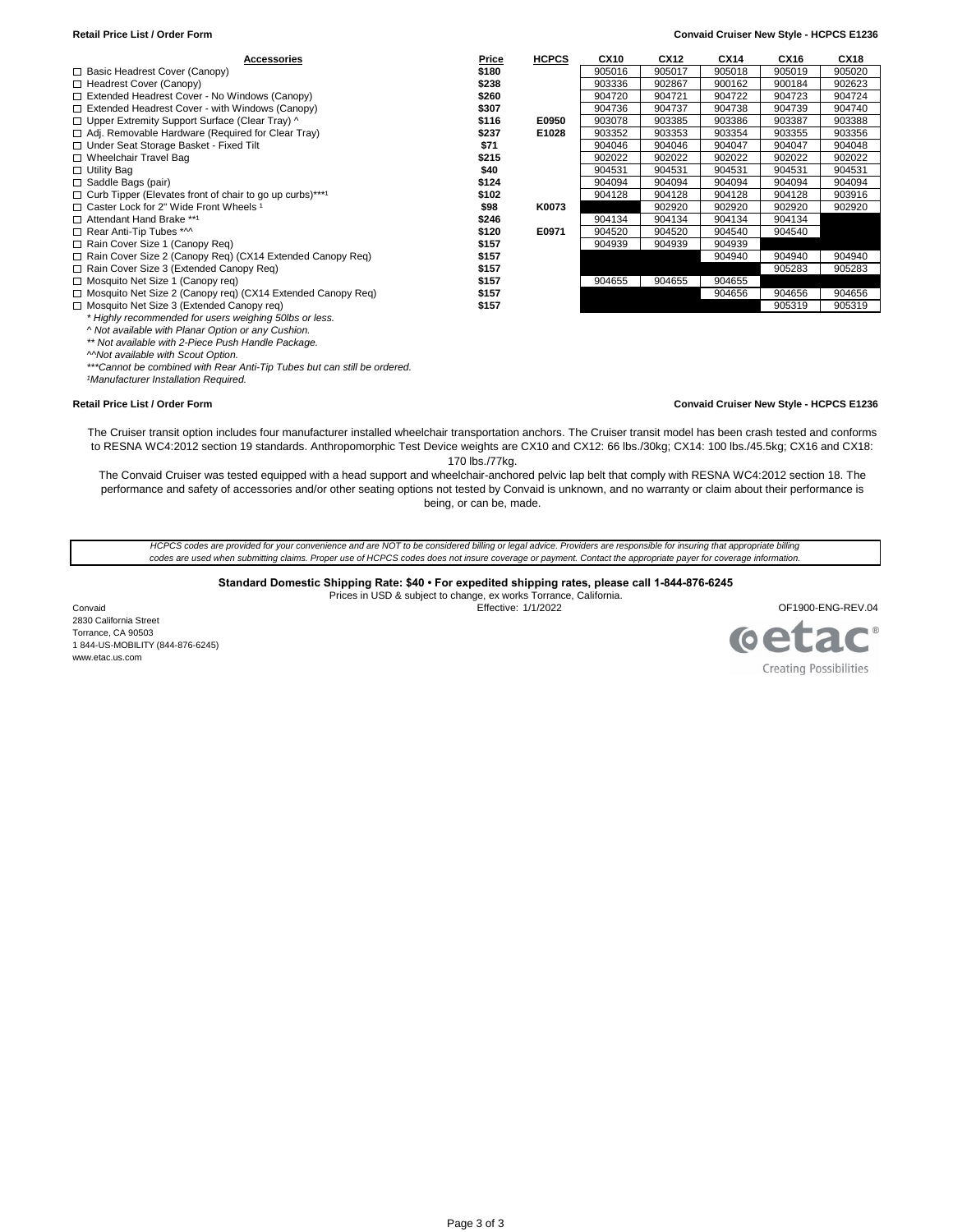**Retail Price List / Order Form** **Convaid Cruiser New Style - HCPCS E1236**

| Accessories | Price | HCPCS | CX10 | CX12 | CX14 | CX16 | CX18 |
|---|---|---|---|---|---|---|---|
| ☐ Basic Headrest Cover (Canopy) | $180 | | 905016 | 905017 | 905018 | 905019 | 905020 |
| ☐ Headrest Cover (Canopy) | $238 | | 903336 | 902867 | 900162 | 900184 | 902623 |
| ☐ Extended Headrest Cover - No Windows (Canopy) | $260 | | 904720 | 904721 | 904722 | 904723 | 904724 |
| ☐ Extended Headrest Cover - with Windows (Canopy) | $307 | | 904736 | 904737 | 904738 | 904739 | 904740 |
| ☐ Upper Extremity Support Surface (Clear Tray) ^ | $116 | E0950 | 903078 | 903385 | 903386 | 903387 | 903388 |
| ☐ Adj. Removable Hardware (Required for Clear Tray) | $237 | E1028 | 903352 | 903353 | 903354 | 903355 | 903356 |
| ☐ Under Seat Storage Basket - Fixed Tilt | $71 | | 904046 | 904046 | 904047 | 904047 | 904048 |
| ☐ Wheelchair Travel Bag | $215 | | 902022 | 902022 | 902022 | 902022 | 902022 |
| ☐ Utility Bag | $40 | | 904531 | 904531 | 904531 | 904531 | 904531 |
| ☐ Saddle Bags (pair) | $124 | | 904094 | 904094 | 904094 | 904094 | 904094 |
| ☐ Curb Tipper (Elevates front of chair to go up curbs)***[1] | $102 | | 904128 | 904128 | 904128 | 904128 | 903916 |
| ☐ Caster Lock for 2" Wide Front Wheels [1] | $98 | K0073 | | 902920 | 902920 | 902920 | 902920 |
| ☐ Attendant Hand Brake **[1] | $246 | | 904134 | 904134 | 904134 | 904134 | |
| ☐ Rear Anti-Tip Tubes *^^ | $120 | E0971 | 904520 | 904520 | 904540 | 904540 | |
| ☐ Rain Cover Size 1 (Canopy Req) | $157 | | 904939 | 904939 | 904939 | | |
| ☐ Rain Cover Size 2 (Canopy Req) (CX14 Extended Canopy Req) | $157 | | | | 904940 | 904940 | 904940 |
| ☐ Rain Cover Size 3 (Extended Canopy Req) | $157 | | | | | 905283 | 905283 |
| ☐ Mosquito Net Size 1 (Canopy req) | $157 | | 904655 | 904655 | 904655 | | |
| ☐ Mosquito Net Size 2 (Canopy req) (CX14 Extended Canopy Req) | $157 | | | | 904656 | 904656 | 904656 |
| ☐ Mosquito Net Size 3 (Extended Canopy req) | $157 | | | | | 905319 | 905319 |

*\* Highly recommended for users weighing 50lbs or less.*
*^ Not available with Planar Option or any Cushion.*
*\*\* Not available with 2-Piece Push Handle Package.*
*^^Not available with Scout Option.*
*\*\*\*Cannot be combined with Rear Anti-Tip Tubes but can still be ordered.*
*[1]Manufacturer Installation Required.*

**Retail Price List / Order Form** **Convaid Cruiser New Style - HCPCS E1236**

The Cruiser transit option includes four manufacturer installed wheelchair transportation anchors. The Cruiser transit model has been crash tested and conforms to RESNA WC4:2012 section 19 standards. Anthropomorphic Test Device weights are CX10 and CX12: 66 lbs./30kg; CX14: 100 lbs./45.5kg; CX16 and CX18: 170 lbs./77kg.

The Convaid Cruiser was tested equipped with a head support and wheelchair-anchored pelvic lap belt that comply with RESNA WC4:2012 section 18. The performance and safety of accessories and/or other seating options not tested by Convaid is unknown, and no warranty or claim about their performance is being, or can be, made.

*HCPCS codes are provided for your convenience and are NOT to be considered billing or legal advice. Providers are responsible for insuring that appropriate billing codes are used when submitting claims. Proper use of HCPCS codes does not insure coverage or payment. Contact the appropriate payer for coverage information.*

**Standard Domestic Shipping Rate: $40 • For expedited shipping rates, please call 1-844-876-6245**

Prices in USD & subject to change, ex works Torrance, California.

Effective: 1/1/2022

OF1900-ENG-REV.04

Convaid
2830 California Street
Torrance, CA 90503
1 844-US-MOBILITY (844-876-6245)
www.etac.us.com

etac®
Creating Possibilities